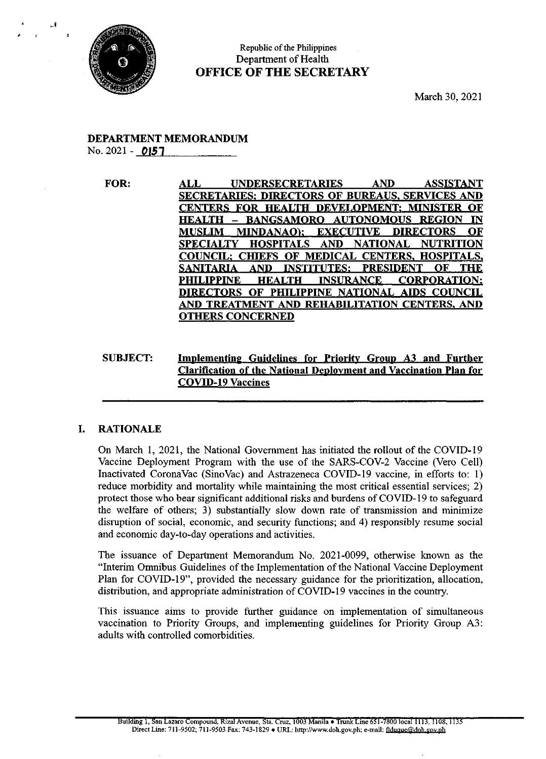Republic of the Philippines
Department of Health
**OFFICE OF THE SECRETARY**

March 30, 2021

**DEPARTMENT MEMORANDUM**
No. 2021 - 0157

**FOR:** **ALL UNDERSECRETARIES AND ASSISTANT SECRETARIES; DIRECTORS OF BUREAUS, SERVICES AND CENTERS FOR HEALTH DEVELOPMENT; MINISTER OF HEALTH – BANGSAMORO AUTONOMOUS REGION IN MUSLIM MINDANAO); EXECUTIVE DIRECTORS OF SPECIALTY HOSPITALS AND NATIONAL NUTRITION COUNCIL; CHIEFS OF MEDICAL CENTERS, HOSPITALS, SANITARIA AND INSTITUTES; PRESIDENT OF THE PHILIPPINE HEALTH INSURANCE CORPORATION; DIRECTORS OF PHILIPPINE NATIONAL AIDS COUNCIL AND TREATMENT AND REHABILITATION CENTERS, AND OTHERS CONCERNED**

**SUBJECT:** **Implementing Guidelines for Priority Group A3 and Further Clarification of the National Deployment and Vaccination Plan for COVID-19 Vaccines**

## I. RATIONALE

On March 1, 2021, the National Government has initiated the rollout of the COVID-19 Vaccine Deployment Program with the use of the SARS-COV-2 Vaccine (Vero Cell) Inactivated CoronaVac (SinoVac) and Astrazeneca COVID-19 vaccine, in efforts to: 1) reduce morbidity and mortality while maintaining the most critical essential services; 2) protect those who bear significant additional risks and burdens of COVID-19 to safeguard the welfare of others; 3) substantially slow down rate of transmission and minimize disruption of social, economic, and security functions; and 4) responsibly resume social and economic day-to-day operations and activities.

The issuance of Department Memorandum No. 2021-0099, otherwise known as the "Interim Omnibus Guidelines of the Implementation of the National Vaccine Deployment Plan for COVID-19", provided the necessary guidance for the prioritization, allocation, distribution, and appropriate administration of COVID-19 vaccines in the country.

This issuance aims to provide further guidance on implementation of simultaneous vaccination to Priority Groups, and implementing guidelines for Priority Group A3: adults with controlled comorbidities.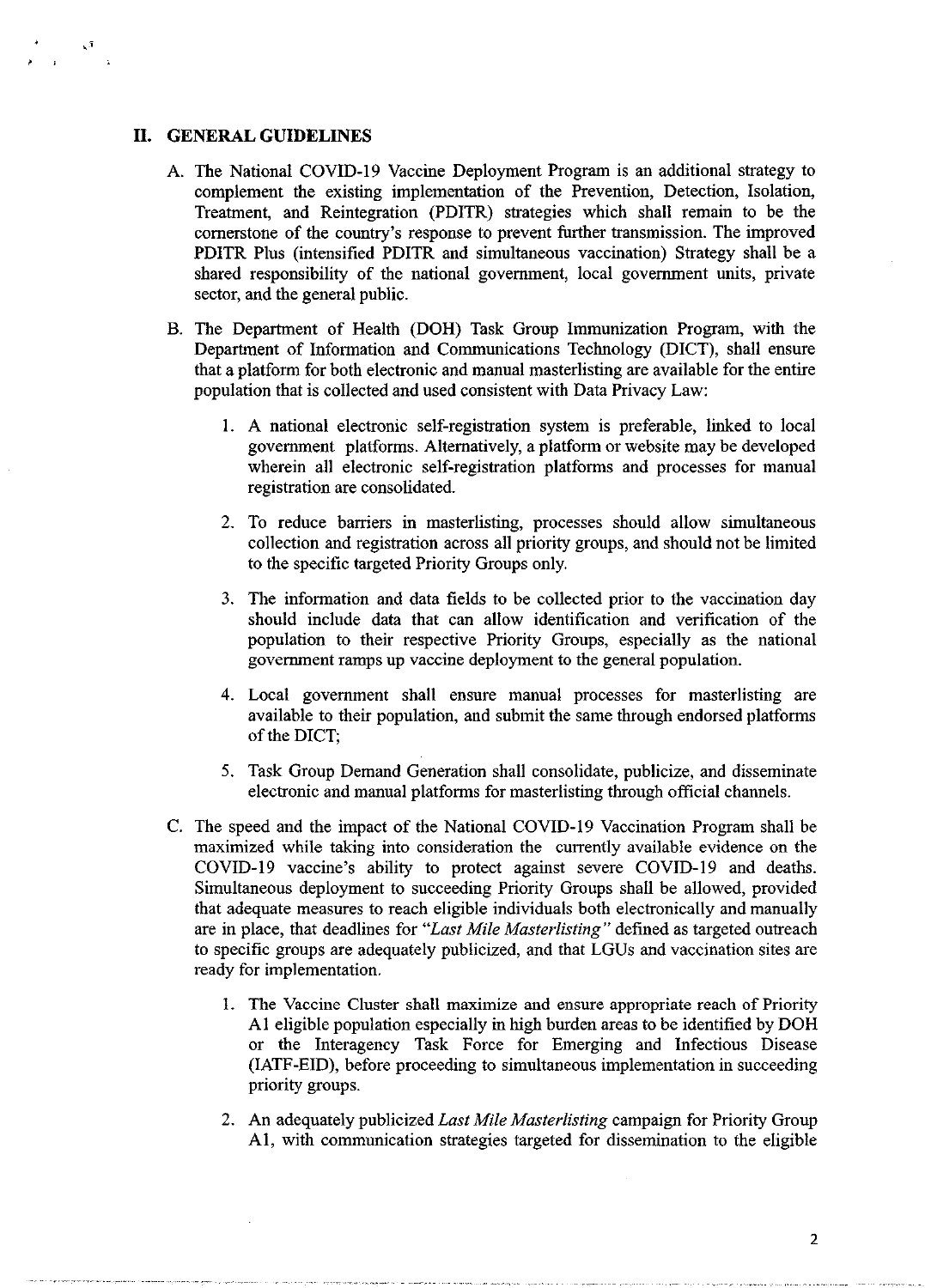## II. GENERAL GUIDELINES

A. The National COVID-19 Vaccine Deployment Program is an additional strategy to complement the existing implementation of the Prevention, Detection, Isolation, Treatment, and Reintegration (PDITR) strategies which shall remain to be the cornerstone of the country's response to prevent further transmission. The improved PDITR Plus (intensified PDITR and simultaneous vaccination) Strategy shall be a shared responsibility of the national government, local government units, private sector, and the general public.

B. The Department of Health (DOH) Task Group Immunization Program, with the Department of Information and Communications Technology (DICT), shall ensure that a platform for both electronic and manual masterlisting are available for the entire population that is collected and used consistent with Data Privacy Law:

   1. A national electronic self-registration system is preferable, linked to local government platforms. Alternatively, a platform or website may be developed wherein all electronic self-registration platforms and processes for manual registration are consolidated.

   2. To reduce barriers in masterlisting, processes should allow simultaneous collection and registration across all priority groups, and should not be limited to the specific targeted Priority Groups only.

   3. The information and data fields to be collected prior to the vaccination day should include data that can allow identification and verification of the population to their respective Priority Groups, especially as the national government ramps up vaccine deployment to the general population.

   4. Local government shall ensure manual processes for masterlisting are available to their population, and submit the same through endorsed platforms of the DICT;

   5. Task Group Demand Generation shall consolidate, publicize, and disseminate electronic and manual platforms for masterlisting through official channels.

C. The speed and the impact of the National COVID-19 Vaccination Program shall be maximized while taking into consideration the currently available evidence on the COVID-19 vaccine's ability to protect against severe COVID-19 and deaths. Simultaneous deployment to succeeding Priority Groups shall be allowed, provided that adequate measures to reach eligible individuals both electronically and manually are in place, that deadlines for "*Last Mile Masterlisting*" defined as targeted outreach to specific groups are adequately publicized, and that LGUs and vaccination sites are ready for implementation.

   1. The Vaccine Cluster shall maximize and ensure appropriate reach of Priority A1 eligible population especially in high burden areas to be identified by DOH or the Interagency Task Force for Emerging and Infectious Disease (IATF-EID), before proceeding to simultaneous implementation in succeeding priority groups.

   2. An adequately publicized *Last Mile Masterlisting* campaign for Priority Group A1, with communication strategies targeted for dissemination to the eligible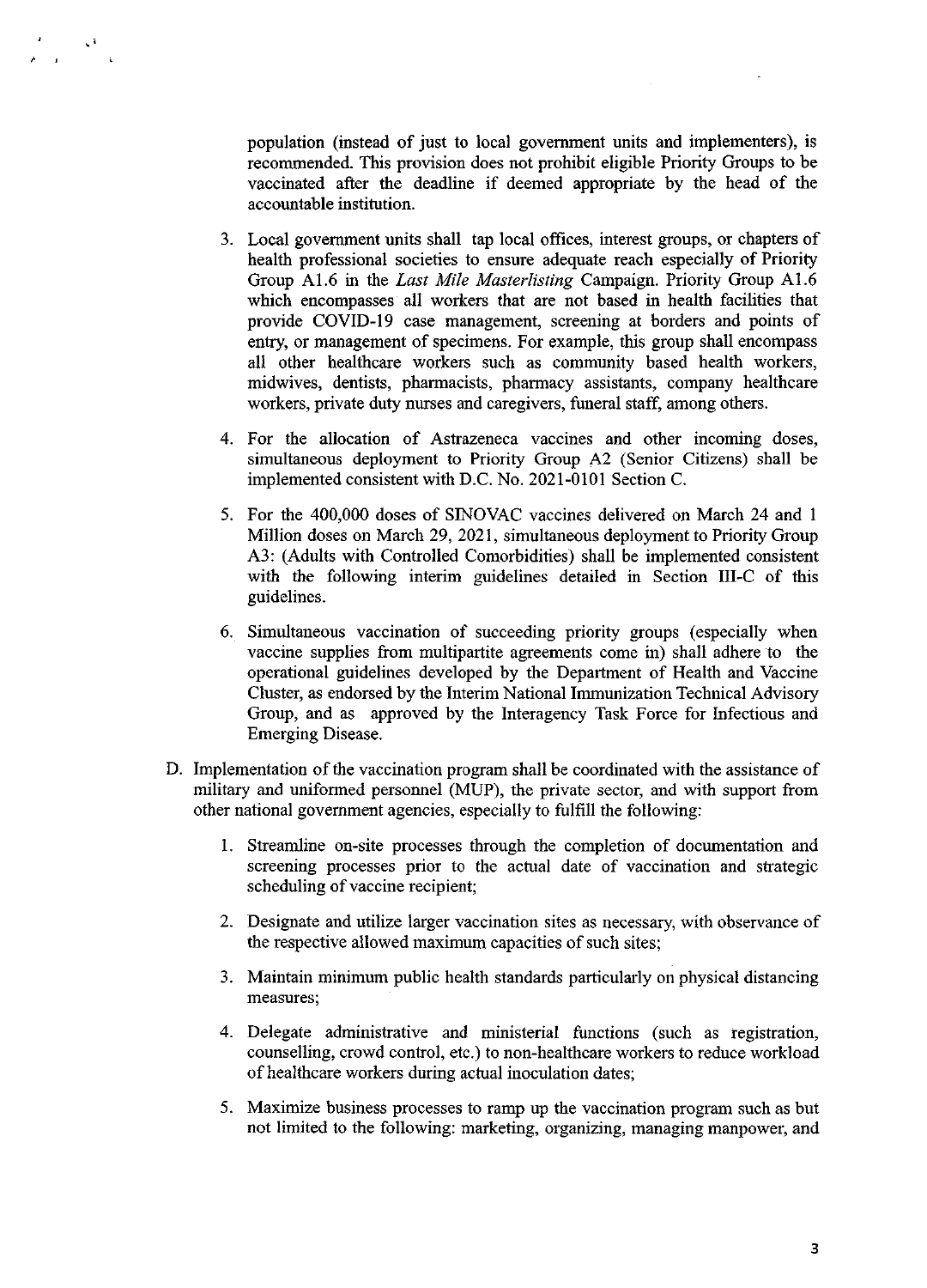population (instead of just to local government units and implementers), is recommended. This provision does not prohibit eligible Priority Groups to be vaccinated after the deadline if deemed appropriate by the head of the accountable institution.

3. Local government units shall tap local offices, interest groups, or chapters of health professional societies to ensure adequate reach especially of Priority Group A1.6 in the *Last Mile Masterlisting* Campaign. Priority Group A1.6 which encompasses all workers that are not based in health facilities that provide COVID-19 case management, screening at borders and points of entry, or management of specimens. For example, this group shall encompass all other healthcare workers such as community based health workers, midwives, dentists, pharmacists, pharmacy assistants, company healthcare workers, private duty nurses and caregivers, funeral staff, among others.

4. For the allocation of Astrazeneca vaccines and other incoming doses, simultaneous deployment to Priority Group A2 (Senior Citizens) shall be implemented consistent with D.C. No. 2021-0101 Section C.

5. For the 400,000 doses of SINOVAC vaccines delivered on March 24 and 1 Million doses on March 29, 2021, simultaneous deployment to Priority Group A3: (Adults with Controlled Comorbidities) shall be implemented consistent with the following interim guidelines detailed in Section III-C of this guidelines.

6. Simultaneous vaccination of succeeding priority groups (especially when vaccine supplies from multipartite agreements come in) shall adhere to the operational guidelines developed by the Department of Health and Vaccine Cluster, as endorsed by the Interim National Immunization Technical Advisory Group, and as approved by the Interagency Task Force for Infectious and Emerging Disease.

D. Implementation of the vaccination program shall be coordinated with the assistance of military and uniformed personnel (MUP), the private sector, and with support from other national government agencies, especially to fulfill the following:

1. Streamline on-site processes through the completion of documentation and screening processes prior to the actual date of vaccination and strategic scheduling of vaccine recipient;

2. Designate and utilize larger vaccination sites as necessary, with observance of the respective allowed maximum capacities of such sites;

3. Maintain minimum public health standards particularly on physical distancing measures;

4. Delegate administrative and ministerial functions (such as registration, counselling, crowd control, etc.) to non-healthcare workers to reduce workload of healthcare workers during actual inoculation dates;

5. Maximize business processes to ramp up the vaccination program such as but not limited to the following: marketing, organizing, managing manpower, and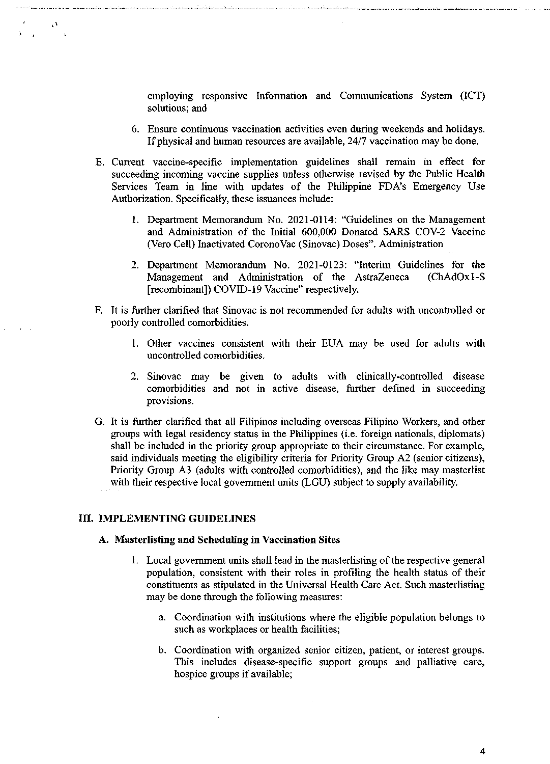employing responsive Information and Communications System (ICT) solutions; and

6. Ensure continuous vaccination activities even during weekends and holidays. If physical and human resources are available, 24/7 vaccination may be done.

E. Current vaccine-specific implementation guidelines shall remain in effect for succeeding incoming vaccine supplies unless otherwise revised by the Public Health Services Team in line with updates of the Philippine FDA's Emergency Use Authorization. Specifically, these issuances include:

   1. Department Memorandum No. 2021-0114: "Guidelines on the Management and Administration of the Initial 600,000 Donated SARS COV-2 Vaccine (Vero Cell) Inactivated CoronoVac (Sinovac) Doses". Administration

   2. Department Memorandum No. 2021-0123: "Interim Guidelines for the Management and Administration of the AstraZeneca (ChAdOx1-S [recombinant]) COVID-19 Vaccine" respectively.

F. It is further clarified that Sinovac is not recommended for adults with uncontrolled or poorly controlled comorbidities.

   1. Other vaccines consistent with their EUA may be used for adults with uncontrolled comorbidities.

   2. Sinovac may be given to adults with clinically-controlled disease comorbidities and not in active disease, further defined in succeeding provisions.

G. It is further clarified that all Filipinos including overseas Filipino Workers, and other groups with legal residency status in the Philippines (i.e. foreign nationals, diplomats) shall be included in the priority group appropriate to their circumstance. For example, said individuals meeting the eligibility criteria for Priority Group A2 (senior citizens), Priority Group A3 (adults with controlled comorbidities), and the like may masterlist with their respective local government units (LGU) subject to supply availability.

## III. IMPLEMENTING GUIDELINES

### A. Masterlisting and Scheduling in Vaccination Sites

1. Local government units shall lead in the masterlisting of the respective general population, consistent with their roles in profiling the health status of their constituents as stipulated in the Universal Health Care Act. Such masterlisting may be done through the following measures:

   a. Coordination with institutions where the eligible population belongs to such as workplaces or health facilities;

   b. Coordination with organized senior citizen, patient, or interest groups. This includes disease-specific support groups and palliative care, hospice groups if available;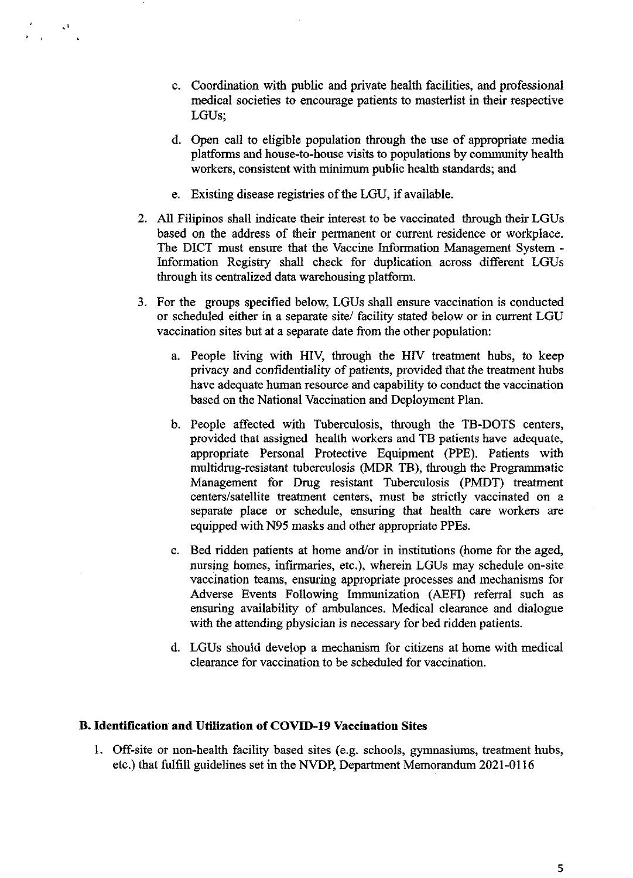c. Coordination with public and private health facilities, and professional medical societies to encourage patients to masterlist in their respective LGUs;

d. Open call to eligible population through the use of appropriate media platforms and house-to-house visits to populations by community health workers, consistent with minimum public health standards; and

e. Existing disease registries of the LGU, if available.

2. All Filipinos shall indicate their interest to be vaccinated through their LGUs based on the address of their permanent or current residence or workplace. The DICT must ensure that the Vaccine Information Management System - Information Registry shall check for duplication across different LGUs through its centralized data warehousing platform.

3. For the groups specified below, LGUs shall ensure vaccination is conducted or scheduled either in a separate site/ facility stated below or in current LGU vaccination sites but at a separate date from the other population:

   a. People living with HIV, through the HIV treatment hubs, to keep privacy and confidentiality of patients, provided that the treatment hubs have adequate human resource and capability to conduct the vaccination based on the National Vaccination and Deployment Plan.

   b. People affected with Tuberculosis, through the TB-DOTS centers, provided that assigned health workers and TB patients have adequate, appropriate Personal Protective Equipment (PPE). Patients with multidrug-resistant tuberculosis (MDR TB), through the Programmatic Management for Drug resistant Tuberculosis (PMDT) treatment centers/satellite treatment centers, must be strictly vaccinated on a separate place or schedule, ensuring that health care workers are equipped with N95 masks and other appropriate PPEs.

   c. Bed ridden patients at home and/or in institutions (home for the aged, nursing homes, infirmaries, etc.), wherein LGUs may schedule on-site vaccination teams, ensuring appropriate processes and mechanisms for Adverse Events Following Immunization (AEFI) referral such as ensuring availability of ambulances. Medical clearance and dialogue with the attending physician is necessary for bed ridden patients.

   d. LGUs should develop a mechanism for citizens at home with medical clearance for vaccination to be scheduled for vaccination.

**B. Identification and Utilization of COVID-19 Vaccination Sites**

1. Off-site or non-health facility based sites (e.g. schools, gymnasiums, treatment hubs, etc.) that fulfill guidelines set in the NVDP, Department Memorandum 2021-0116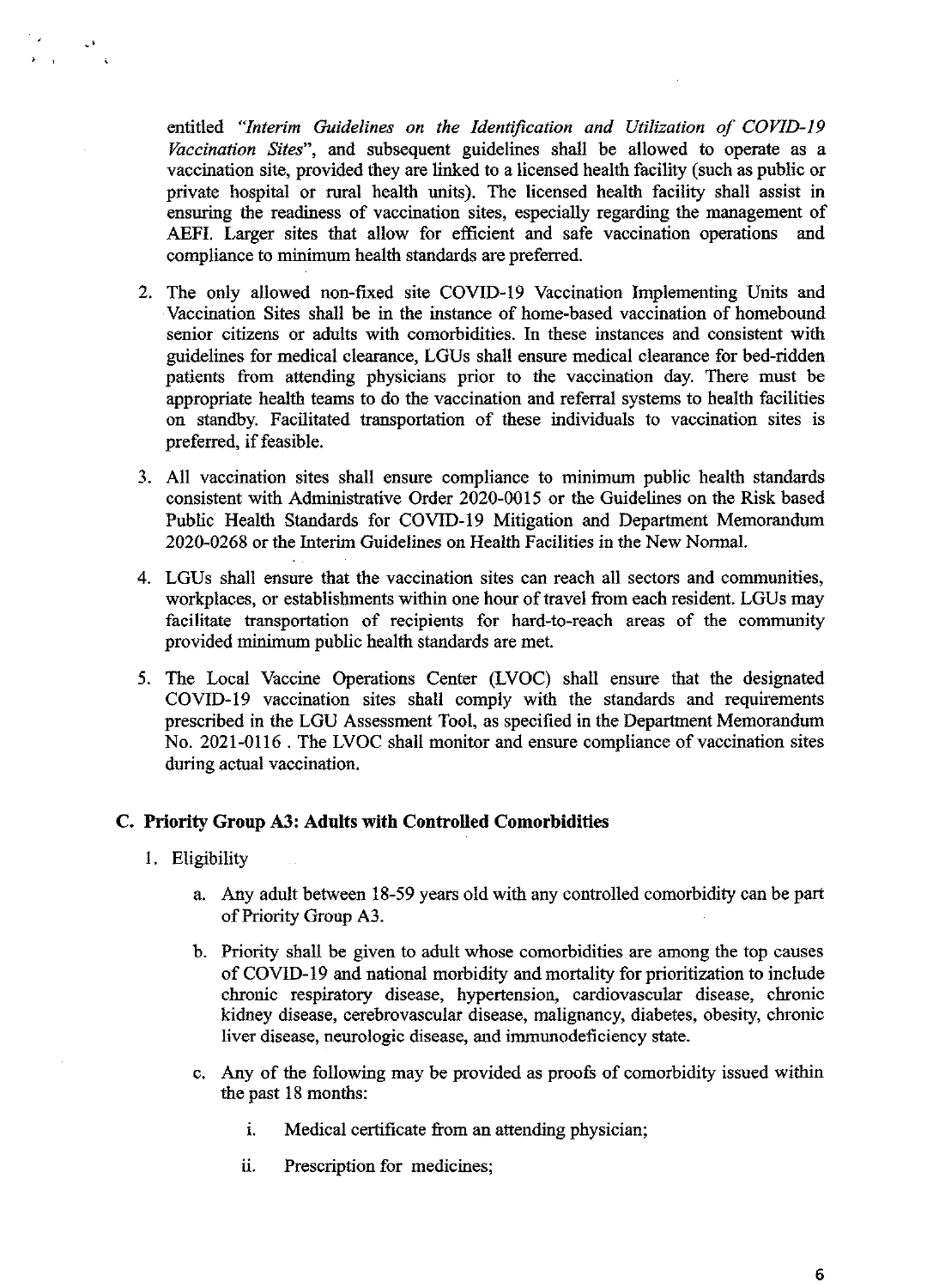entitled *"Interim Guidelines on the Identification and Utilization of COVID-19 Vaccination Sites"*, and subsequent guidelines shall be allowed to operate as a vaccination site, provided they are linked to a licensed health facility (such as public or private hospital or rural health units). The licensed health facility shall assist in ensuring the readiness of vaccination sites, especially regarding the management of AEFI. Larger sites that allow for efficient and safe vaccination operations and compliance to minimum health standards are preferred.

2. The only allowed non-fixed site COVID-19 Vaccination Implementing Units and Vaccination Sites shall be in the instance of home-based vaccination of homebound senior citizens or adults with comorbidities. In these instances and consistent with guidelines for medical clearance, LGUs shall ensure medical clearance for bed-ridden patients from attending physicians prior to the vaccination day. There must be appropriate health teams to do the vaccination and referral systems to health facilities on standby. Facilitated transportation of these individuals to vaccination sites is preferred, if feasible.

3. All vaccination sites shall ensure compliance to minimum public health standards consistent with Administrative Order 2020-0015 or the Guidelines on the Risk based Public Health Standards for COVID-19 Mitigation and Department Memorandum 2020-0268 or the Interim Guidelines on Health Facilities in the New Normal.

4. LGUs shall ensure that the vaccination sites can reach all sectors and communities, workplaces, or establishments within one hour of travel from each resident. LGUs may facilitate transportation of recipients for hard-to-reach areas of the community provided minimum public health standards are met.

5. The Local Vaccine Operations Center (LVOC) shall ensure that the designated COVID-19 vaccination sites shall comply with the standards and requirements prescribed in the LGU Assessment Tool, as specified in the Department Memorandum No. 2021-0116 . The LVOC shall monitor and ensure compliance of vaccination sites during actual vaccination.

### C. Priority Group A3: Adults with Controlled Comorbidities

1. Eligibility

   a. Any adult between 18-59 years old with any controlled comorbidity can be part of Priority Group A3.

   b. Priority shall be given to adult whose comorbidities are among the top causes of COVID-19 and national morbidity and mortality for prioritization to include chronic respiratory disease, hypertension, cardiovascular disease, chronic kidney disease, cerebrovascular disease, malignancy, diabetes, obesity, chronic liver disease, neurologic disease, and immunodeficiency state.

   c. Any of the following may be provided as proofs of comorbidity issued within the past 18 months:

      i. Medical certificate from an attending physician;

      ii. Prescription for medicines;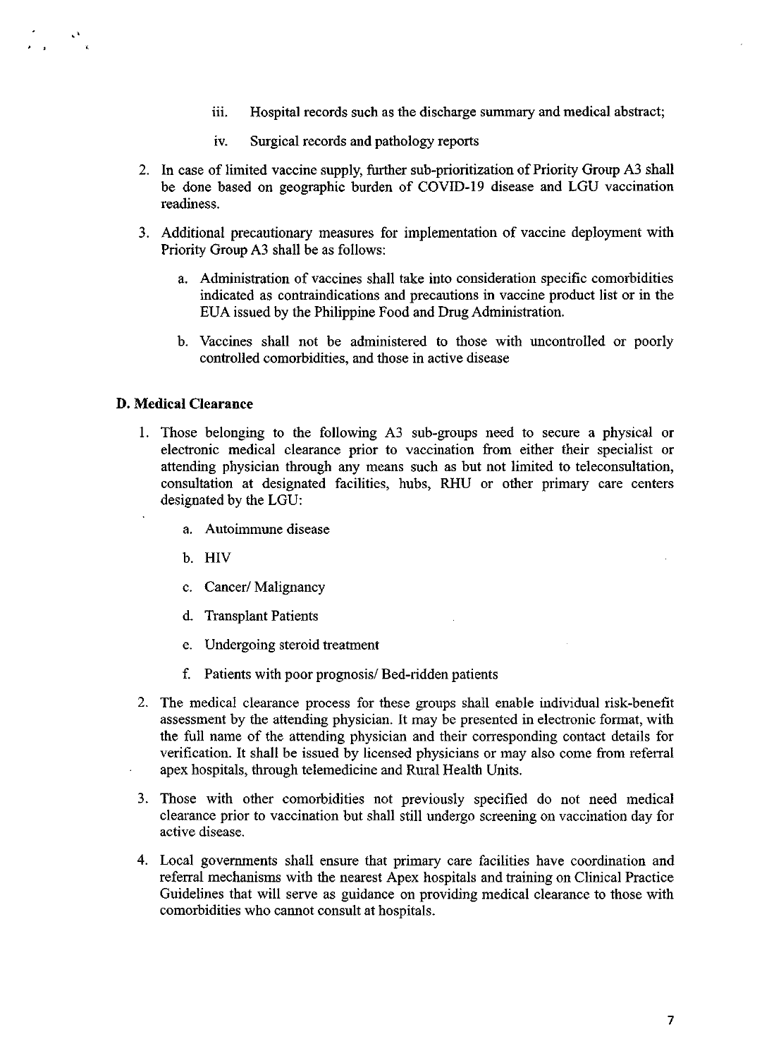iii. Hospital records such as the discharge summary and medical abstract;

    iv. Surgical records and pathology reports

2. In case of limited vaccine supply, further sub-prioritization of Priority Group A3 shall be done based on geographic burden of COVID-19 disease and LGU vaccination readiness.

3. Additional precautionary measures for implementation of vaccine deployment with Priority Group A3 shall be as follows:

    a. Administration of vaccines shall take into consideration specific comorbidities indicated as contraindications and precautions in vaccine product list or in the EUA issued by the Philippine Food and Drug Administration.

    b. Vaccines shall not be administered to those with uncontrolled or poorly controlled comorbidities, and those in active disease

**D. Medical Clearance**

1. Those belonging to the following A3 sub-groups need to secure a physical or electronic medical clearance prior to vaccination from either their specialist or attending physician through any means such as but not limited to teleconsultation, consultation at designated facilities, hubs, RHU or other primary care centers designated by the LGU:

    a. Autoimmune disease

    b. HIV

    c. Cancer/ Malignancy

    d. Transplant Patients

    e. Undergoing steroid treatment

    f. Patients with poor prognosis/ Bed-ridden patients

2. The medical clearance process for these groups shall enable individual risk-benefit assessment by the attending physician. It may be presented in electronic format, with the full name of the attending physician and their corresponding contact details for verification. It shall be issued by licensed physicians or may also come from referral apex hospitals, through telemedicine and Rural Health Units.

3. Those with other comorbidities not previously specified do not need medical clearance prior to vaccination but shall still undergo screening on vaccination day for active disease.

4. Local governments shall ensure that primary care facilities have coordination and referral mechanisms with the nearest Apex hospitals and training on Clinical Practice Guidelines that will serve as guidance on providing medical clearance to those with comorbidities who cannot consult at hospitals.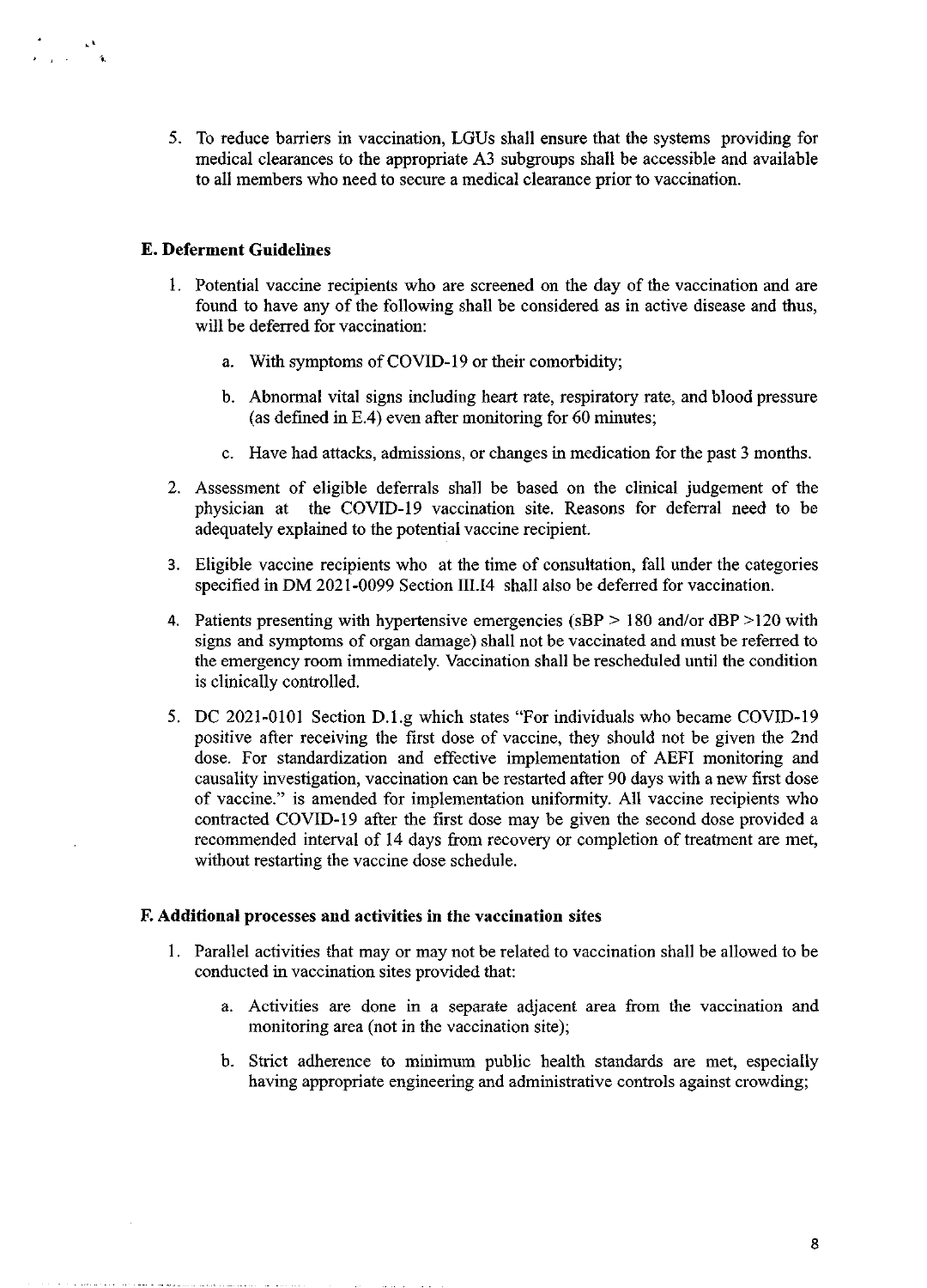5. To reduce barriers in vaccination, LGUs shall ensure that the systems providing for medical clearances to the appropriate A3 subgroups shall be accessible and available to all members who need to secure a medical clearance prior to vaccination.

### E. Deferment Guidelines

1. Potential vaccine recipients who are screened on the day of the vaccination and are found to have any of the following shall be considered as in active disease and thus, will be deferred for vaccination:

    a. With symptoms of COVID-19 or their comorbidity;

    b. Abnormal vital signs including heart rate, respiratory rate, and blood pressure (as defined in E.4) even after monitoring for 60 minutes;

    c. Have had attacks, admissions, or changes in medication for the past 3 months.

2. Assessment of eligible deferrals shall be based on the clinical judgement of the physician at the COVID-19 vaccination site. Reasons for deferral need to be adequately explained to the potential vaccine recipient.

3. Eligible vaccine recipients who at the time of consultation, fall under the categories specified in DM 2021-0099 Section III.I4 shall also be deferred for vaccination.

4. Patients presenting with hypertensive emergencies (sBP > 180 and/or dBP >120 with signs and symptoms of organ damage) shall not be vaccinated and must be referred to the emergency room immediately. Vaccination shall be rescheduled until the condition is clinically controlled.

5. DC 2021-0101 Section D.1.g which states "For individuals who became COVID-19 positive after receiving the first dose of vaccine, they should not be given the 2nd dose. For standardization and effective implementation of AEFI monitoring and causality investigation, vaccination can be restarted after 90 days with a new first dose of vaccine." is amended for implementation uniformity. All vaccine recipients who contracted COVID-19 after the first dose may be given the second dose provided a recommended interval of 14 days from recovery or completion of treatment are met, without restarting the vaccine dose schedule.

### F. Additional processes and activities in the vaccination sites

1. Parallel activities that may or may not be related to vaccination shall be allowed to be conducted in vaccination sites provided that:

    a. Activities are done in a separate adjacent area from the vaccination and monitoring area (not in the vaccination site);

    b. Strict adherence to minimum public health standards are met, especially having appropriate engineering and administrative controls against crowding;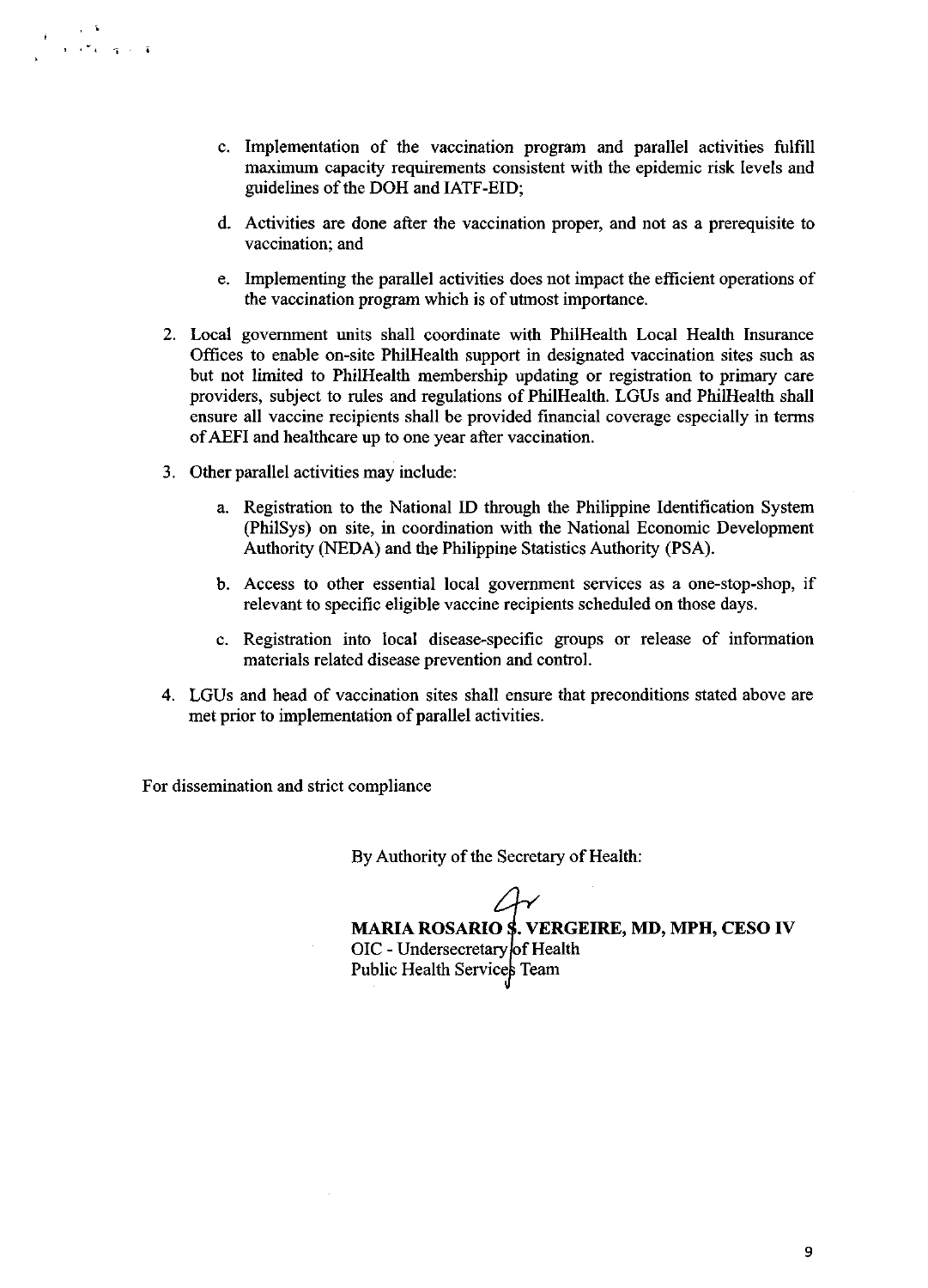c. Implementation of the vaccination program and parallel activities fulfill maximum capacity requirements consistent with the epidemic risk levels and guidelines of the DOH and IATF-EID;

d. Activities are done after the vaccination proper, and not as a prerequisite to vaccination; and

e. Implementing the parallel activities does not impact the efficient operations of the vaccination program which is of utmost importance.

2. Local government units shall coordinate with PhilHealth Local Health Insurance Offices to enable on-site PhilHealth support in designated vaccination sites such as but not limited to PhilHealth membership updating or registration to primary care providers, subject to rules and regulations of PhilHealth. LGUs and PhilHealth shall ensure all vaccine recipients shall be provided financial coverage especially in terms of AEFI and healthcare up to one year after vaccination.

3. Other parallel activities may include:

   a. Registration to the National ID through the Philippine Identification System (PhilSys) on site, in coordination with the National Economic Development Authority (NEDA) and the Philippine Statistics Authority (PSA).

   b. Access to other essential local government services as a one-stop-shop, if relevant to specific eligible vaccine recipients scheduled on those days.

   c. Registration into local disease-specific groups or release of information materials related disease prevention and control.

4. LGUs and head of vaccination sites shall ensure that preconditions stated above are met prior to implementation of parallel activities.

For dissemination and strict compliance

By Authority of the Secretary of Health:

**MARIA ROSARIO S. VERGEIRE, MD, MPH, CESO IV**
OIC - Undersecretary of Health
Public Health Services Team